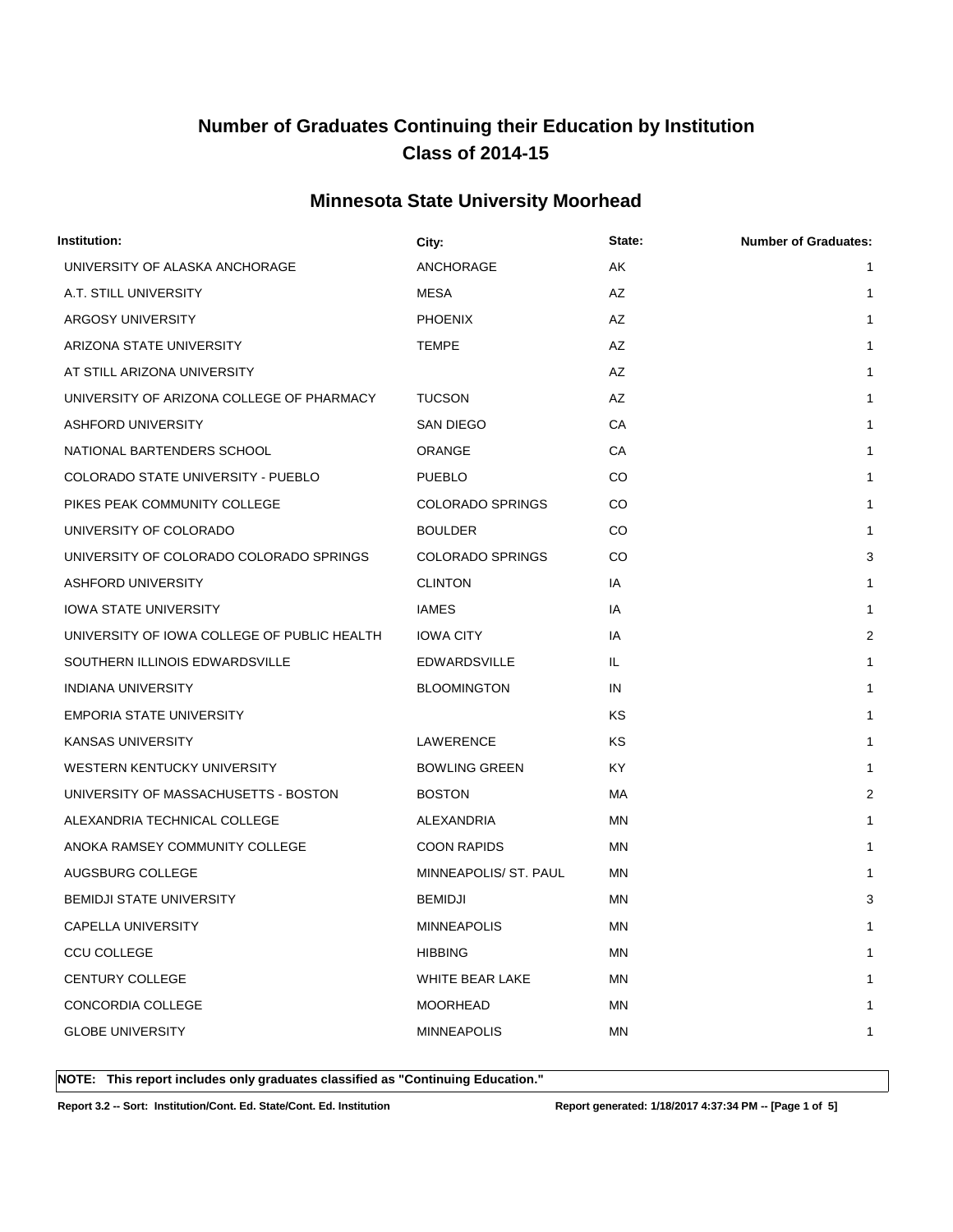# Number of Graduates Continuing their Education by Institution
# Class of 2014-15

## Minnesota State University Moorhead

| Institution: | City: | State: | Number of Graduates: |
|---|---|---|---|
| UNIVERSITY OF ALASKA ANCHORAGE | ANCHORAGE | AK | 1 |
| A.T. STILL UNIVERSITY | MESA | AZ | 1 |
| ARGOSY UNIVERSITY | PHOENIX | AZ | 1 |
| ARIZONA STATE UNIVERSITY | TEMPE | AZ | 1 |
| AT STILL ARIZONA UNIVERSITY | | AZ | 1 |
| UNIVERSITY OF ARIZONA COLLEGE OF PHARMACY | TUCSON | AZ | 1 |
| ASHFORD UNIVERSITY | SAN DIEGO | CA | 1 |
| NATIONAL BARTENDERS SCHOOL | ORANGE | CA | 1 |
| COLORADO STATE UNIVERSITY - PUEBLO | PUEBLO | CO | 1 |
| PIKES PEAK COMMUNITY COLLEGE | COLORADO SPRINGS | CO | 1 |
| UNIVERSITY OF COLORADO | BOULDER | CO | 1 |
| UNIVERSITY OF COLORADO COLORADO SPRINGS | COLORADO SPRINGS | CO | 3 |
| ASHFORD UNIVERSITY | CLINTON | IA | 1 |
| IOWA STATE UNIVERSITY | IAMES | IA | 1 |
| UNIVERSITY OF IOWA COLLEGE OF PUBLIC HEALTH | IOWA CITY | IA | 2 |
| SOUTHERN ILLINOIS EDWARDSVILLE | EDWARDSVILLE | IL | 1 |
| INDIANA UNIVERSITY | BLOOMINGTON | IN | 1 |
| EMPORIA STATE UNIVERSITY | | KS | 1 |
| KANSAS UNIVERSITY | LAWERENCE | KS | 1 |
| WESTERN KENTUCKY UNIVERSITY | BOWLING GREEN | KY | 1 |
| UNIVERSITY OF MASSACHUSETTS - BOSTON | BOSTON | MA | 2 |
| ALEXANDRIA TECHNICAL COLLEGE | ALEXANDRIA | MN | 1 |
| ANOKA RAMSEY COMMUNITY COLLEGE | COON RAPIDS | MN | 1 |
| AUGSBURG COLLEGE | MINNEAPOLIS/ ST. PAUL | MN | 1 |
| BEMIDJI STATE UNIVERSITY | BEMIDJI | MN | 3 |
| CAPELLA UNIVERSITY | MINNEAPOLIS | MN | 1 |
| CCU COLLEGE | HIBBING | MN | 1 |
| CENTURY COLLEGE | WHITE BEAR LAKE | MN | 1 |
| CONCORDIA COLLEGE | MOORHEAD | MN | 1 |
| GLOBE UNIVERSITY | MINNEAPOLIS | MN | 1 |

**NOTE: This report includes only graduates classified as "Continuing Education."**

**Report 3.2 -- Sort: Institution/Cont. Ed. State/Cont. Ed. Institution** **Report generated: 1/18/2017 4:37:34 PM**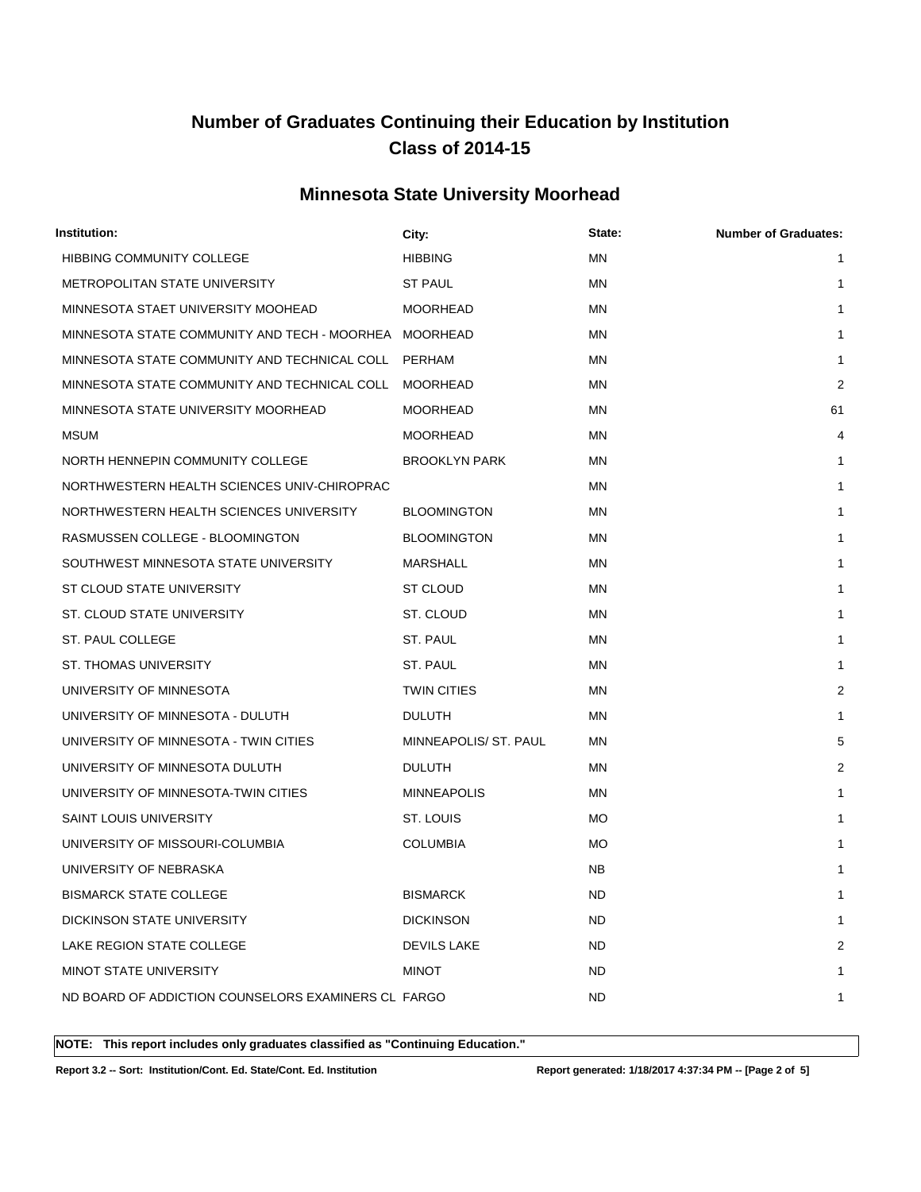# Number of Graduates Continuing their Education by Institution
# Class of 2014-15

## Minnesota State University Moorhead

| Institution: | City: | State: | Number of Graduates: |
|---|---|---|---|
| HIBBING COMMUNITY COLLEGE | HIBBING | MN | 1 |
| METROPOLITAN STATE UNIVERSITY | ST PAUL | MN | 1 |
| MINNESOTA STAET UNIVERSITY MOOHEAD | MOORHEAD | MN | 1 |
| MINNESOTA STATE COMMUNITY AND TECH - MOORHEA | MOORHEAD | MN | 1 |
| MINNESOTA STATE COMMUNITY AND TECHNICAL COLL | PERHAM | MN | 1 |
| MINNESOTA STATE COMMUNITY AND TECHNICAL COLL | MOORHEAD | MN | 2 |
| MINNESOTA STATE UNIVERSITY MOORHEAD | MOORHEAD | MN | 61 |
| MSUM | MOORHEAD | MN | 4 |
| NORTH HENNEPIN COMMUNITY COLLEGE | BROOKLYN PARK | MN | 1 |
| NORTHWESTERN HEALTH SCIENCES UNIV-CHIROPRAC | | MN | 1 |
| NORTHWESTERN HEALTH SCIENCES UNIVERSITY | BLOOMINGTON | MN | 1 |
| RASMUSSEN COLLEGE - BLOOMINGTON | BLOOMINGTON | MN | 1 |
| SOUTHWEST MINNESOTA STATE UNIVERSITY | MARSHALL | MN | 1 |
| ST CLOUD STATE UNIVERSITY | ST CLOUD | MN | 1 |
| ST. CLOUD STATE UNIVERSITY | ST. CLOUD | MN | 1 |
| ST. PAUL COLLEGE | ST. PAUL | MN | 1 |
| ST. THOMAS UNIVERSITY | ST. PAUL | MN | 1 |
| UNIVERSITY OF MINNESOTA | TWIN CITIES | MN | 2 |
| UNIVERSITY OF MINNESOTA - DULUTH | DULUTH | MN | 1 |
| UNIVERSITY OF MINNESOTA - TWIN CITIES | MINNEAPOLIS/ ST. PAUL | MN | 5 |
| UNIVERSITY OF MINNESOTA DULUTH | DULUTH | MN | 2 |
| UNIVERSITY OF MINNESOTA-TWIN CITIES | MINNEAPOLIS | MN | 1 |
| SAINT LOUIS UNIVERSITY | ST. LOUIS | MO | 1 |
| UNIVERSITY OF MISSOURI-COLUMBIA | COLUMBIA | MO | 1 |
| UNIVERSITY OF NEBRASKA | | NB | 1 |
| BISMARCK STATE COLLEGE | BISMARCK | ND | 1 |
| DICKINSON STATE UNIVERSITY | DICKINSON | ND | 1 |
| LAKE REGION STATE COLLEGE | DEVILS LAKE | ND | 2 |
| MINOT STATE UNIVERSITY | MINOT | ND | 1 |
| ND BOARD OF ADDICTION COUNSELORS EXAMINERS CL | FARGO | ND | 1 |

**NOTE: This report includes only graduates classified as "Continuing Education."**

**Report 3.2 -- Sort: Institution/Cont. Ed. State/Cont. Ed. Institution** **Report generated: 1/18/2017 4:37:34 PM**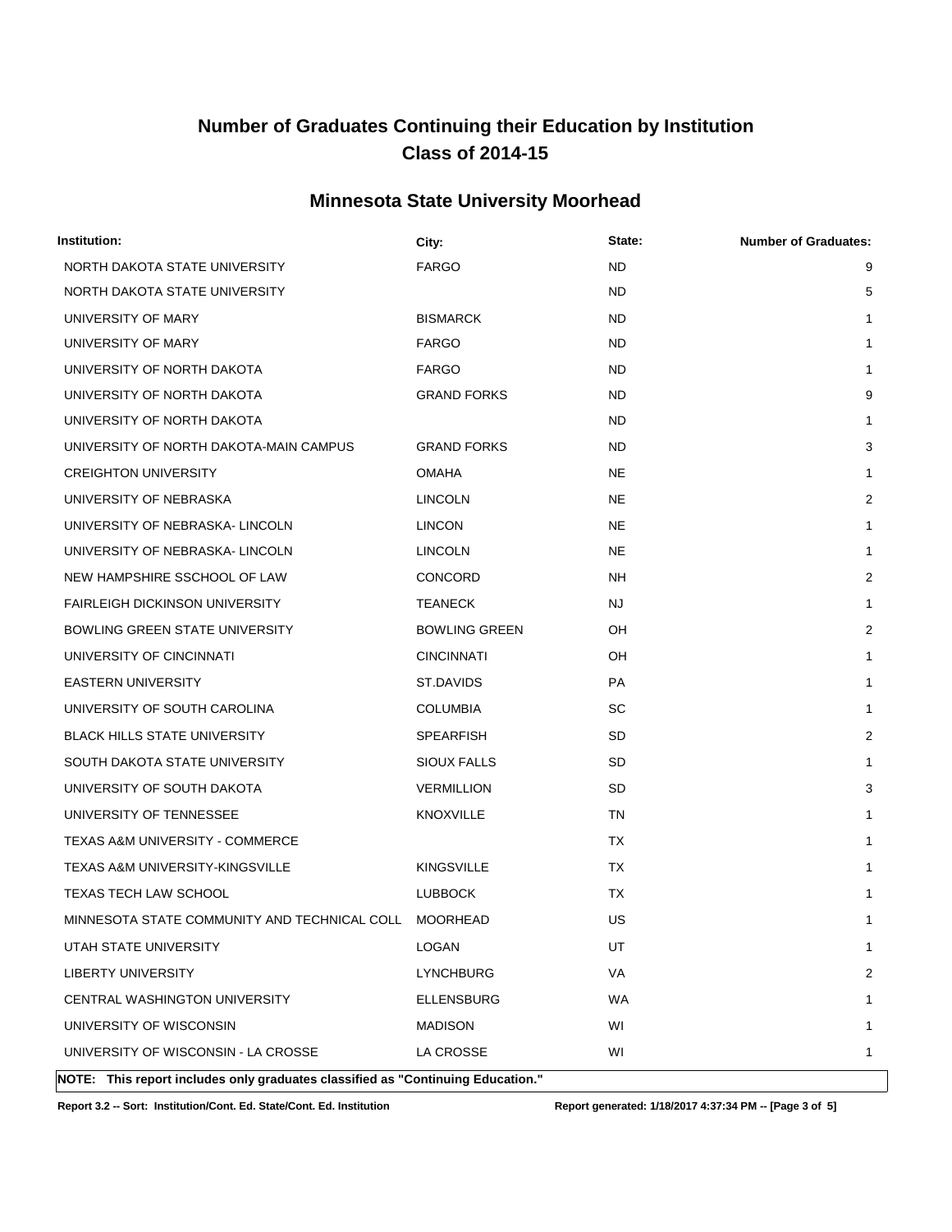# Number of Graduates Continuing their Education by Institution
# Class of 2014-15

## Minnesota State University Moorhead

| Institution: | City: | State: | Number of Graduates: |
|---|---|---|---|
| NORTH DAKOTA STATE UNIVERSITY | FARGO | ND | 9 |
| NORTH DAKOTA STATE UNIVERSITY | | ND | 5 |
| UNIVERSITY OF MARY | BISMARCK | ND | 1 |
| UNIVERSITY OF MARY | FARGO | ND | 1 |
| UNIVERSITY OF NORTH DAKOTA | FARGO | ND | 1 |
| UNIVERSITY OF NORTH DAKOTA | GRAND FORKS | ND | 9 |
| UNIVERSITY OF NORTH DAKOTA | | ND | 1 |
| UNIVERSITY OF NORTH DAKOTA-MAIN CAMPUS | GRAND FORKS | ND | 3 |
| CREIGHTON UNIVERSITY | OMAHA | NE | 1 |
| UNIVERSITY OF NEBRASKA | LINCOLN | NE | 2 |
| UNIVERSITY OF NEBRASKA- LINCOLN | LINCON | NE | 1 |
| UNIVERSITY OF NEBRASKA- LINCOLN | LINCOLN | NE | 1 |
| NEW HAMPSHIRE SSCHOOL OF LAW | CONCORD | NH | 2 |
| FAIRLEIGH DICKINSON UNIVERSITY | TEANECK | NJ | 1 |
| BOWLING GREEN STATE UNIVERSITY | BOWLING GREEN | OH | 2 |
| UNIVERSITY OF CINCINNATI | CINCINNATI | OH | 1 |
| EASTERN UNIVERSITY | ST.DAVIDS | PA | 1 |
| UNIVERSITY OF SOUTH CAROLINA | COLUMBIA | SC | 1 |
| BLACK HILLS STATE UNIVERSITY | SPEARFISH | SD | 2 |
| SOUTH DAKOTA STATE UNIVERSITY | SIOUX FALLS | SD | 1 |
| UNIVERSITY OF SOUTH DAKOTA | VERMILLION | SD | 3 |
| UNIVERSITY OF TENNESSEE | KNOXVILLE | TN | 1 |
| TEXAS A&M UNIVERSITY - COMMERCE | | TX | 1 |
| TEXAS A&M UNIVERSITY-KINGSVILLE | KINGSVILLE | TX | 1 |
| TEXAS TECH LAW SCHOOL | LUBBOCK | TX | 1 |
| MINNESOTA STATE COMMUNITY AND TECHNICAL COLL | MOORHEAD | US | 1 |
| UTAH STATE UNIVERSITY | LOGAN | UT | 1 |
| LIBERTY UNIVERSITY | LYNCHBURG | VA | 2 |
| CENTRAL WASHINGTON UNIVERSITY | ELLENSBURG | WA | 1 |
| UNIVERSITY OF WISCONSIN | MADISON | WI | 1 |
| UNIVERSITY OF WISCONSIN - LA CROSSE | LA CROSSE | WI | 1 |

**NOTE: This report includes only graduates classified as "Continuing Education."**

**Report 3.2 -- Sort: Institution/Cont. Ed. State/Cont. Ed. Institution** **Report generated: 1/18/2017 4:37:34 PM**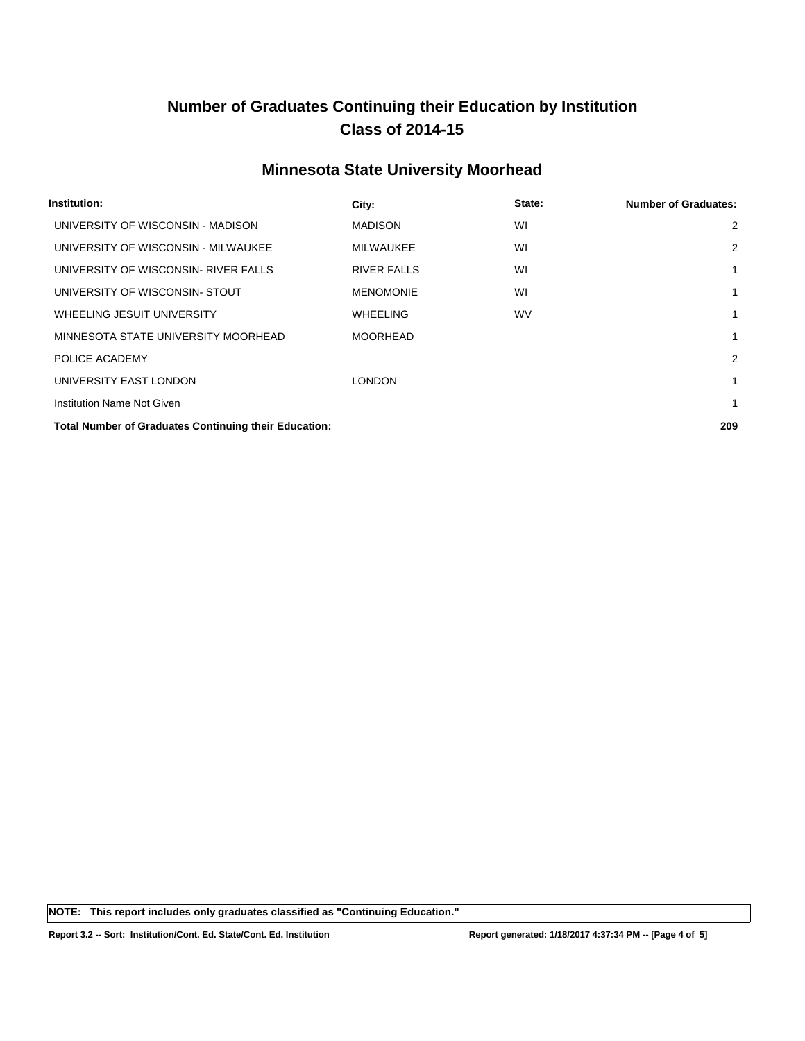# Number of Graduates Continuing their Education by Institution
# Class of 2014-15

## Minnesota State University Moorhead

| Institution: | City: | State: | Number of Graduates: |
|---|---|---|---|
| UNIVERSITY OF WISCONSIN - MADISON | MADISON | WI | 2 |
| UNIVERSITY OF WISCONSIN - MILWAUKEE | MILWAUKEE | WI | 2 |
| UNIVERSITY OF WISCONSIN- RIVER FALLS | RIVER FALLS | WI | 1 |
| UNIVERSITY OF WISCONSIN- STOUT | MENOMONIE | WI | 1 |
| WHEELING JESUIT UNIVERSITY | WHEELING | WV | 1 |
| MINNESOTA STATE UNIVERSITY MOORHEAD | MOORHEAD | | 1 |
| POLICE ACADEMY | | | 2 |
| UNIVERSITY EAST LONDON | LONDON | | 1 |
| Institution Name Not Given | | | 1 |
| **Total Number of Graduates Continuing their Education:** | | | **209** |

**NOTE: This report includes only graduates classified as "Continuing Education."**

**Report 3.2 -- Sort: Institution/Cont. Ed. State/Cont. Ed. Institution** **Report generated: 1/18/2017 4:37:34 PM**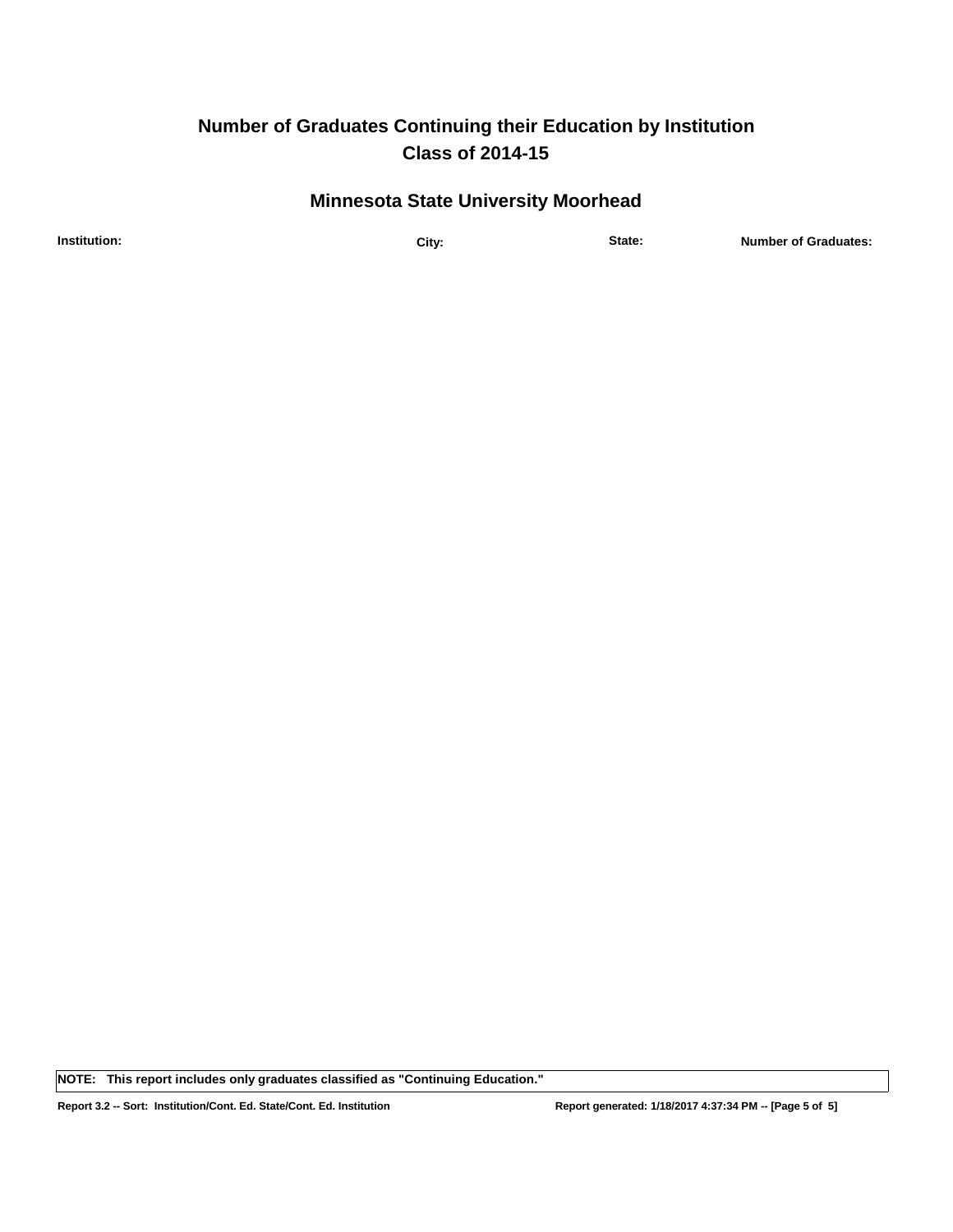# Number of Graduates Continuing their Education by Institution
## Class of 2014-15

## Minnesota State University Moorhead

| Institution: | City: | State: | Number of Graduates: |
|---|---|---|---|

**NOTE: This report includes only graduates classified as "Continuing Education."**

Report 3.2 -- Sort: Institution/Cont. Ed. State/Cont. Ed. Institution

Report generated: 1/18/2017 4:37:34 PM